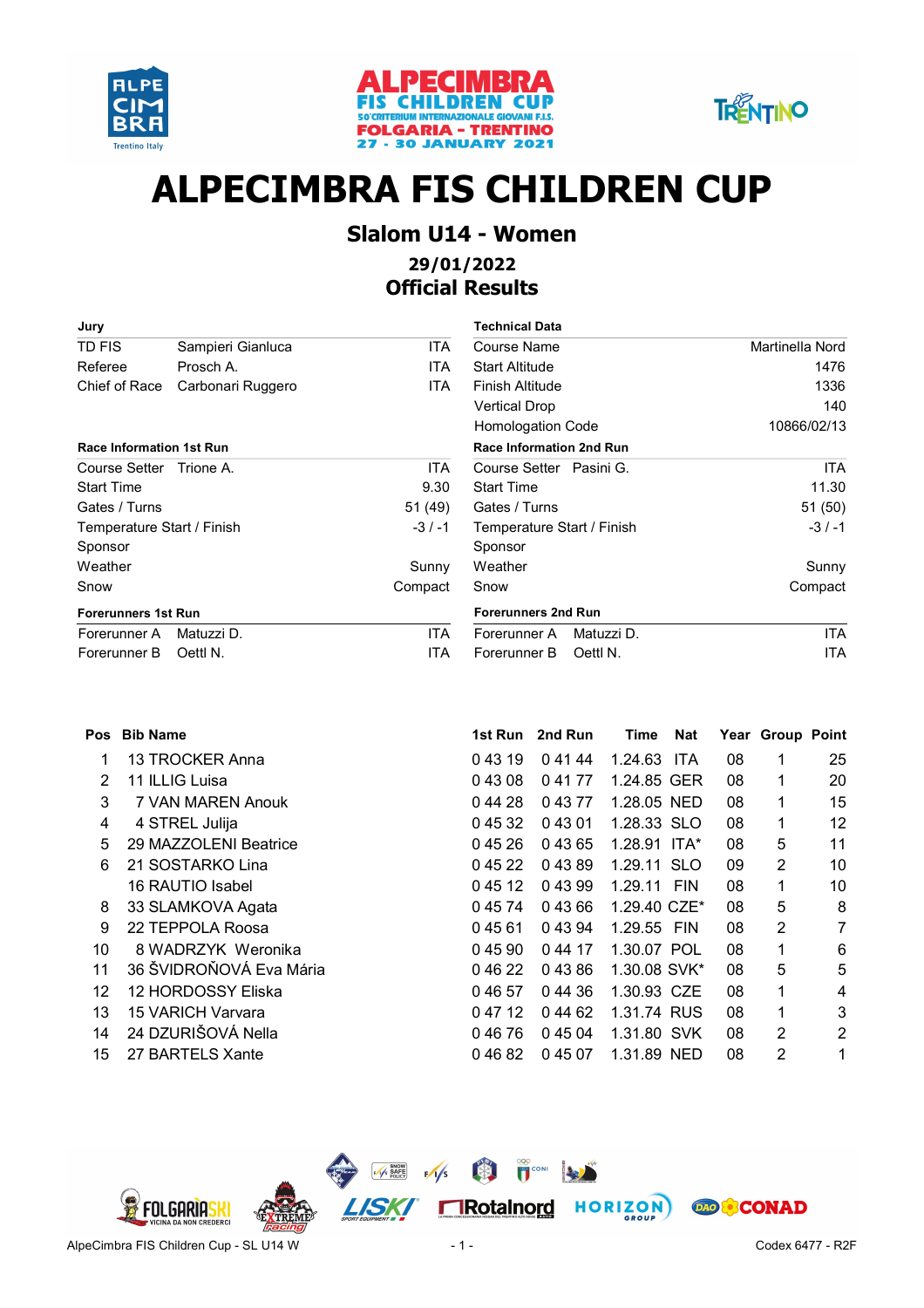ALPECIMBRA FIS CHILDREN CUP
50° CRITERIUM INTERNAZIONALE GIOVANI F.I.S.
FOLGARIA - TRENTINO
27 - 30 JANUARY 2021

# ALPECIMBRA FIS CHILDREN CUP

## Slalom U14 - Women

### 29/01/2022

### Official Results

| Jury | | |
|---|---|---|
| TD FIS | Sampieri Gianluca | ITA |
| Referee | Prosch A. | ITA |
| Chief of Race | Carbonari Ruggero | ITA |

| Technical Data | |
|---|---|
| Course Name | Martinella Nord |
| Start Altitude | 1476 |
| Finish Altitude | 1336 |
| Vertical Drop | 140 |
| Homologation Code | 10866/02/13 |

| Race Information 1st Run | |
|---|---|
| Course Setter Trione A. | ITA |
| Start Time | 9.30 |
| Gates / Turns | 51 (49) |
| Temperature Start / Finish | -3 / -1 |
| Sponsor | |
| Weather | Sunny |
| Snow | Compact |

| Race Information 2nd Run | |
|---|---|
| Course Setter Pasini G. | ITA |
| Start Time | 11.30 |
| Gates / Turns | 51 (50) |
| Temperature Start / Finish | -3 / -1 |
| Sponsor | |
| Weather | Sunny |
| Snow | Compact |

| Forerunners 1st Run | | |
|---|---|---|
| Forerunner A | Matuzzi D. | ITA |
| Forerunner B | Oettl N. | ITA |

| Forerunners 2nd Run | | |
|---|---|---|
| Forerunner A | Matuzzi D. | ITA |
| Forerunner B | Oettl N. | ITA |

| Pos | Bib | Name | 1st Run | 2nd Run | Time | Nat | Year | Group | Point |
|---|---|---|---|---|---|---|---|---|---|
| 1 | 13 | TROCKER Anna | 0 43 19 | 0 41 44 | 1.24.63 | ITA | 08 | 1 | 25 |
| 2 | 11 | ILLIG Luisa | 0 43 08 | 0 41 77 | 1.24.85 | GER | 08 | 1 | 20 |
| 3 | 7 | VAN MAREN Anouk | 0 44 28 | 0 43 77 | 1.28.05 | NED | 08 | 1 | 15 |
| 4 | 4 | STREL Julija | 0 45 32 | 0 43 01 | 1.28.33 | SLO | 08 | 1 | 12 |
| 5 | 29 | MAZZOLENI Beatrice | 0 45 26 | 0 43 65 | 1.28.91 | ITA* | 08 | 5 | 11 |
| 6 | 21 | SOSTARKO Lina | 0 45 22 | 0 43 89 | 1.29.11 | SLO | 09 | 2 | 10 |
| | 16 | RAUTIO Isabel | 0 45 12 | 0 43 99 | 1.29.11 | FIN | 08 | 1 | 10 |
| 8 | 33 | SLAMKOVA Agata | 0 45 74 | 0 43 66 | 1.29.40 | CZE* | 08 | 5 | 8 |
| 9 | 22 | TEPPOLA Roosa | 0 45 61 | 0 43 94 | 1.29.55 | FIN | 08 | 2 | 7 |
| 10 | 8 | WADRZYK Weronika | 0 45 90 | 0 44 17 | 1.30.07 | POL | 08 | 1 | 6 |
| 11 | 36 | ŠVIDROŇOVÁ Eva Mária | 0 46 22 | 0 43 86 | 1.30.08 | SVK* | 08 | 5 | 5 |
| 12 | 12 | HORDOSSY Eliska | 0 46 57 | 0 44 36 | 1.30.93 | CZE | 08 | 1 | 4 |
| 13 | 15 | VARICH Varvara | 0 47 12 | 0 44 62 | 1.31.74 | RUS | 08 | 1 | 3 |
| 14 | 24 | DZURIŠOVÁ Nella | 0 46 76 | 0 45 04 | 1.31.80 | SVK | 08 | 2 | 2 |
| 15 | 27 | BARTELS Xante | 0 46 82 | 0 45 07 | 1.31.89 | NED | 08 | 2 | 1 |

AlpeCimbra FIS Children Cup - SL U14 W                Codex 6477 - R2F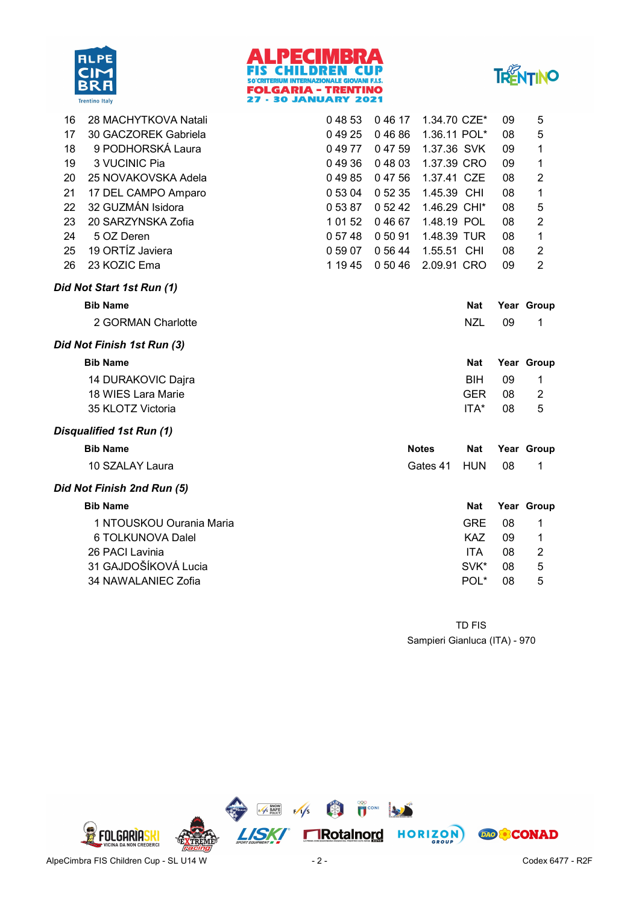| Rank | Bib | Name | Run 1 | Run 2 | Total | Nat | Year | Group |
|---|---|---|---|---|---|---|---|---|
| 16 | 28 | MACHYTKOVA Natali | 0 48 53 | 0 46 17 | 1.34.70 | CZE* | 09 | 5 |
| 17 | 30 | GACZOREK Gabriela | 0 49 25 | 0 46 86 | 1.36.11 | POL* | 08 | 5 |
| 18 | 9 | PODHORSKÁ Laura | 0 49 77 | 0 47 59 | 1.37.36 | SVK | 09 | 1 |
| 19 | 3 | VUCINIC Pia | 0 49 36 | 0 48 03 | 1.37.39 | CRO | 09 | 1 |
| 20 | 25 | NOVAKOVSKA Adela | 0 49 85 | 0 47 56 | 1.37.41 | CZE | 08 | 2 |
| 21 | 17 | DEL CAMPO Amparo | 0 53 04 | 0 52 35 | 1.45.39 | CHI | 08 | 1 |
| 22 | 32 | GUZMÁN Isidora | 0 53 87 | 0 52 42 | 1.46.29 | CHI* | 08 | 5 |
| 23 | 20 | SARZYNSKA Zofia | 1 01 52 | 0 46 67 | 1.48.19 | POL | 08 | 2 |
| 24 | 5 | OZ Deren | 0 57 48 | 0 50 91 | 1.48.39 | TUR | 08 | 1 |
| 25 | 19 | ORTÍZ Javiera | 0 59 07 | 0 56 44 | 1.55.51 | CHI | 08 | 2 |
| 26 | 23 | KOZIC Ema | 1 19 45 | 0 50 46 | 2.09.91 | CRO | 09 | 2 |

### *Did Not Start 1st Run (1)*

| Bib | Name | Nat | Year | Group |
|---|---|---|---|---|
| 2 | GORMAN Charlotte | NZL | 09 | 1 |

### *Did Not Finish 1st Run (3)*

| Bib | Name | Nat | Year | Group |
|---|---|---|---|---|
| 14 | DURAKOVIC Dajra | BIH | 09 | 1 |
| 18 | WIES Lara Marie | GER | 08 | 2 |
| 35 | KLOTZ Victoria | ITA* | 08 | 5 |

### *Disqualified 1st Run (1)*

| Bib | Name | Notes | Nat | Year | Group |
|---|---|---|---|---|---|
| 10 | SZALAY Laura | Gates 41 | HUN | 08 | 1 |

### *Did Not Finish 2nd Run (5)*

| Bib | Name | Nat | Year | Group |
|---|---|---|---|---|
| 1 | NTOUSKOU Ourania Maria | GRE | 08 | 1 |
| 6 | TOLKUNOVA Dalel | KAZ | 09 | 1 |
| 26 | PACI Lavinia | ITA | 08 | 2 |
| 31 | GAJDOŠÍKOVÁ Lucia | SVK* | 08 | 5 |
| 34 | NAWALANIEC Zofia | POL* | 08 | 5 |

TD FIS
Sampieri Gianluca (ITA) - 970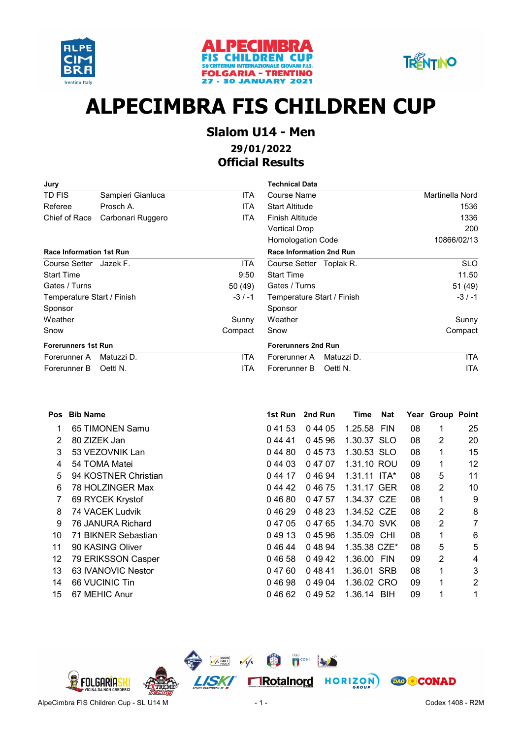# ALPECIMBRA FIS CHILDREN CUP

## Slalom U14 - Men

### 29/01/2022

### Official Results

| Jury | | |
|---|---|---|
| TD FIS | Sampieri Gianluca | ITA |
| Referee | Prosch A. | ITA |
| Chief of Race | Carbonari Ruggero | ITA |

| Technical Data | |
|---|---|
| Course Name | Martinella Nord |
| Start Altitude | 1536 |
| Finish Altitude | 1336 |
| Vertical Drop | 200 |
| Homologation Code | 10866/02/13 |

| Race Information 1st Run | |
|---|---|
| Course Setter Jazek F. | ITA |
| Start Time | 9:50 |
| Gates / Turns | 50 (49) |
| Temperature Start / Finish | -3 / -1 |
| Sponsor | |
| Weather | Sunny |
| Snow | Compact |

| Race Information 2nd Run | |
|---|---|
| Course Setter Toplak R. | SLO |
| Start Time | 11.50 |
| Gates / Turns | 51 (49) |
| Temperature Start / Finish | -3 / -1 |
| Sponsor | |
| Weather | Sunny |
| Snow | Compact |

| Forerunners 1st Run | | |
|---|---|---|
| Forerunner A | Matuzzi D. | ITA |
| Forerunner B | Oettl N. | ITA |

| Forerunners 2nd Run | | |
|---|---|---|
| Forerunner A | Matuzzi D. | ITA |
| Forerunner B | Oettl N. | ITA |

| Pos | Bib | Name | 1st Run | 2nd Run | Time | Nat | Year | Group | Point |
|---|---|---|---|---|---|---|---|---|---|
| 1 | 65 | TIMONEN Samu | 0 41 53 | 0 44 05 | 1.25.58 | FIN | 08 | 1 | 25 |
| 2 | 80 | ZIZEK Jan | 0 44 41 | 0 45 96 | 1.30.37 | SLO | 08 | 2 | 20 |
| 3 | 53 | VEZOVNIK Lan | 0 44 80 | 0 45 73 | 1.30.53 | SLO | 08 | 1 | 15 |
| 4 | 54 | TOMA Matei | 0 44 03 | 0 47 07 | 1.31.10 | ROU | 09 | 1 | 12 |
| 5 | 94 | KOSTNER Christian | 0 44 17 | 0 46 94 | 1.31.11 | ITA* | 08 | 5 | 11 |
| 6 | 78 | HOLZINGER Max | 0 44 42 | 0 46 75 | 1.31.17 | GER | 08 | 2 | 10 |
| 7 | 69 | RYCEK Krystof | 0 46 80 | 0 47 57 | 1.34.37 | CZE | 08 | 1 | 9 |
| 8 | 74 | VACEK Ludvik | 0 46 29 | 0 48 23 | 1.34.52 | CZE | 08 | 2 | 8 |
| 9 | 76 | JANURA Richard | 0 47 05 | 0 47 65 | 1.34.70 | SVK | 08 | 2 | 7 |
| 10 | 71 | BIKNER Sebastian | 0 49 13 | 0 45 96 | 1.35.09 | CHI | 08 | 1 | 6 |
| 11 | 90 | KASING Oliver | 0 46 44 | 0 48 94 | 1.35.38 | CZE* | 08 | 5 | 5 |
| 12 | 79 | ERIKSSON Casper | 0 46 58 | 0 49 42 | 1.36.00 | FIN | 09 | 2 | 4 |
| 13 | 63 | IVANOVIC Nestor | 0 47 60 | 0 48 41 | 1.36.01 | SRB | 08 | 1 | 3 |
| 14 | 66 | VUCINIC Tin | 0 46 98 | 0 49 04 | 1.36.02 | CRO | 09 | 1 | 2 |
| 15 | 67 | MEHIC Anur | 0 46 62 | 0 49 52 | 1.36.14 | BIH | 09 | 1 | 1 |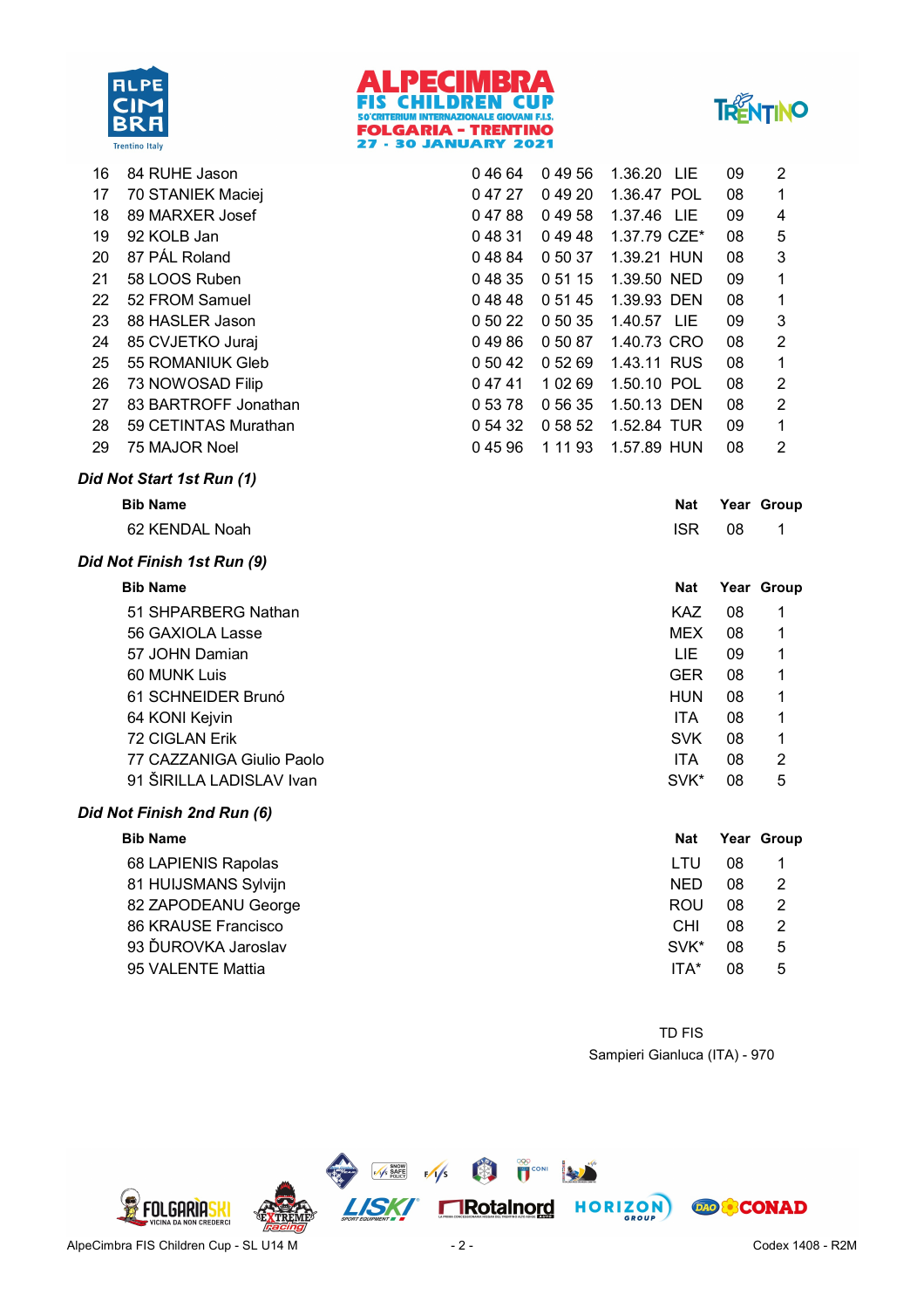| | | | | | | | |
|---|---|---|---|---|---|---|---|
| 16 | 84 RUHE Jason | 0 46 64 | 0 49 56 | 1.36.20 | LIE | 09 | 2 |
| 17 | 70 STANIEK Maciej | 0 47 27 | 0 49 20 | 1.36.47 | POL | 08 | 1 |
| 18 | 89 MARXER Josef | 0 47 88 | 0 49 58 | 1.37.46 | LIE | 09 | 4 |
| 19 | 92 KOLB Jan | 0 48 31 | 0 49 48 | 1.37.79 | CZE* | 08 | 5 |
| 20 | 87 PÁL Roland | 0 48 84 | 0 50 37 | 1.39.21 | HUN | 08 | 3 |
| 21 | 58 LOOS Ruben | 0 48 35 | 0 51 15 | 1.39.50 | NED | 09 | 1 |
| 22 | 52 FROM Samuel | 0 48 48 | 0 51 45 | 1.39.93 | DEN | 08 | 1 |
| 23 | 88 HASLER Jason | 0 50 22 | 0 50 35 | 1.40.57 | LIE | 09 | 3 |
| 24 | 85 CVJETKO Juraj | 0 49 86 | 0 50 87 | 1.40.73 | CRO | 08 | 2 |
| 25 | 55 ROMANIUK Gleb | 0 50 42 | 0 52 69 | 1.43.11 | RUS | 08 | 1 |
| 26 | 73 NOWOSAD Filip | 0 47 41 | 1 02 69 | 1.50.10 | POL | 08 | 2 |
| 27 | 83 BARTROFF Jonathan | 0 53 78 | 0 56 35 | 1.50.13 | DEN | 08 | 2 |
| 28 | 59 CETINTAS Murathan | 0 54 32 | 0 58 52 | 1.52.84 | TUR | 09 | 1 |
| 29 | 75 MAJOR Noel | 0 45 96 | 1 11 93 | 1.57.89 | HUN | 08 | 2 |

### *Did Not Start 1st Run (1)*

| Bib Name | Nat | Year | Group |
|---|---|---|---|
| 62 KENDAL Noah | ISR | 08 | 1 |

### *Did Not Finish 1st Run (9)*

| Bib Name | Nat | Year | Group |
|---|---|---|---|
| 51 SHPARBERG Nathan | KAZ | 08 | 1 |
| 56 GAXIOLA Lasse | MEX | 08 | 1 |
| 57 JOHN Damian | LIE | 09 | 1 |
| 60 MUNK Luis | GER | 08 | 1 |
| 61 SCHNEIDER Brunó | HUN | 08 | 1 |
| 64 KONI Kejvin | ITA | 08 | 1 |
| 72 CIGLAN Erik | SVK | 08 | 1 |
| 77 CAZZANIGA Giulio Paolo | ITA | 08 | 2 |
| 91 ŠIRILLA LADISLAV Ivan | SVK* | 08 | 5 |

### *Did Not Finish 2nd Run (6)*

| Bib Name | Nat | Year | Group |
|---|---|---|---|
| 68 LAPIENIS Rapolas | LTU | 08 | 1 |
| 81 HUIJSMANS Sylvijn | NED | 08 | 2 |
| 82 ZAPODEANU George | ROU | 08 | 2 |
| 86 KRAUSE Francisco | CHI | 08 | 2 |
| 93 ĎUROVKA Jaroslav | SVK* | 08 | 5 |
| 95 VALENTE Mattia | ITA* | 08 | 5 |

TD FIS
Sampieri Gianluca (ITA) - 970

AlpeCimbra FIS Children Cup - SL U14 M

Codex 1408 - R2M